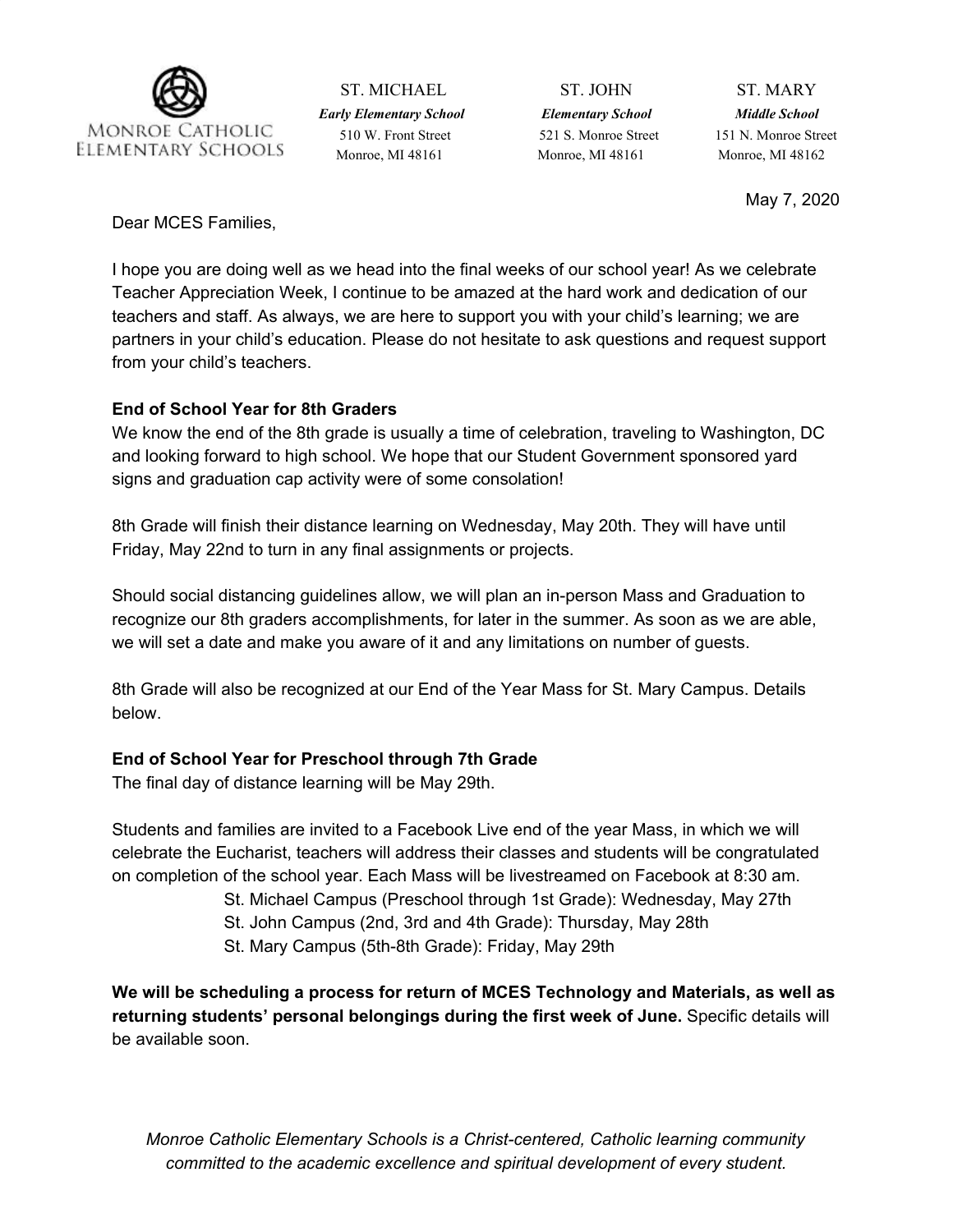Monroe Catholic Elementary Schools

| ST. MICHAEL | ST. JOHN | ST. MARY |
|---|---|---|
| *Early Elementary School* | *Elementary School* | *Middle School* |
| 510 W. Front Street | 521 S. Monroe Street | 151 N. Monroe Street |
| Monroe, MI 48161 | Monroe, MI 48161 | Monroe, MI 48162 |

May 7, 2020

Dear MCES Families,

I hope you are doing well as we head into the final weeks of our school year! As we celebrate Teacher Appreciation Week, I continue to be amazed at the hard work and dedication of our teachers and staff. As always, we are here to support you with your child's learning; we are partners in your child's education. Please do not hesitate to ask questions and request support from your child's teachers.

**End of School Year for 8th Graders**

We know the end of the 8th grade is usually a time of celebration, traveling to Washington, DC and looking forward to high school. We hope that our Student Government sponsored yard signs and graduation cap activity were of some consolation!

8th Grade will finish their distance learning on Wednesday, May 20th. They will have until Friday, May 22nd to turn in any final assignments or projects.

Should social distancing guidelines allow, we will plan an in-person Mass and Graduation to recognize our 8th graders accomplishments, for later in the summer. As soon as we are able, we will set a date and make you aware of it and any limitations on number of guests.

8th Grade will also be recognized at our End of the Year Mass for St. Mary Campus. Details below.

**End of School Year for Preschool through 7th Grade**

The final day of distance learning will be May 29th.

Students and families are invited to a Facebook Live end of the year Mass, in which we will celebrate the Eucharist, teachers will address their classes and students will be congratulated on completion of the school year. Each Mass will be livestreamed on Facebook at 8:30 am.

- St. Michael Campus (Preschool through 1st Grade): Wednesday, May 27th
- St. John Campus (2nd, 3rd and 4th Grade): Thursday, May 28th
- St. Mary Campus (5th-8th Grade): Friday, May 29th

**We will be scheduling a process for return of MCES Technology and Materials, as well as returning students' personal belongings during the first week of June.** Specific details will be available soon.

*Monroe Catholic Elementary Schools is a Christ-centered, Catholic learning community committed to the academic excellence and spiritual development of every student.*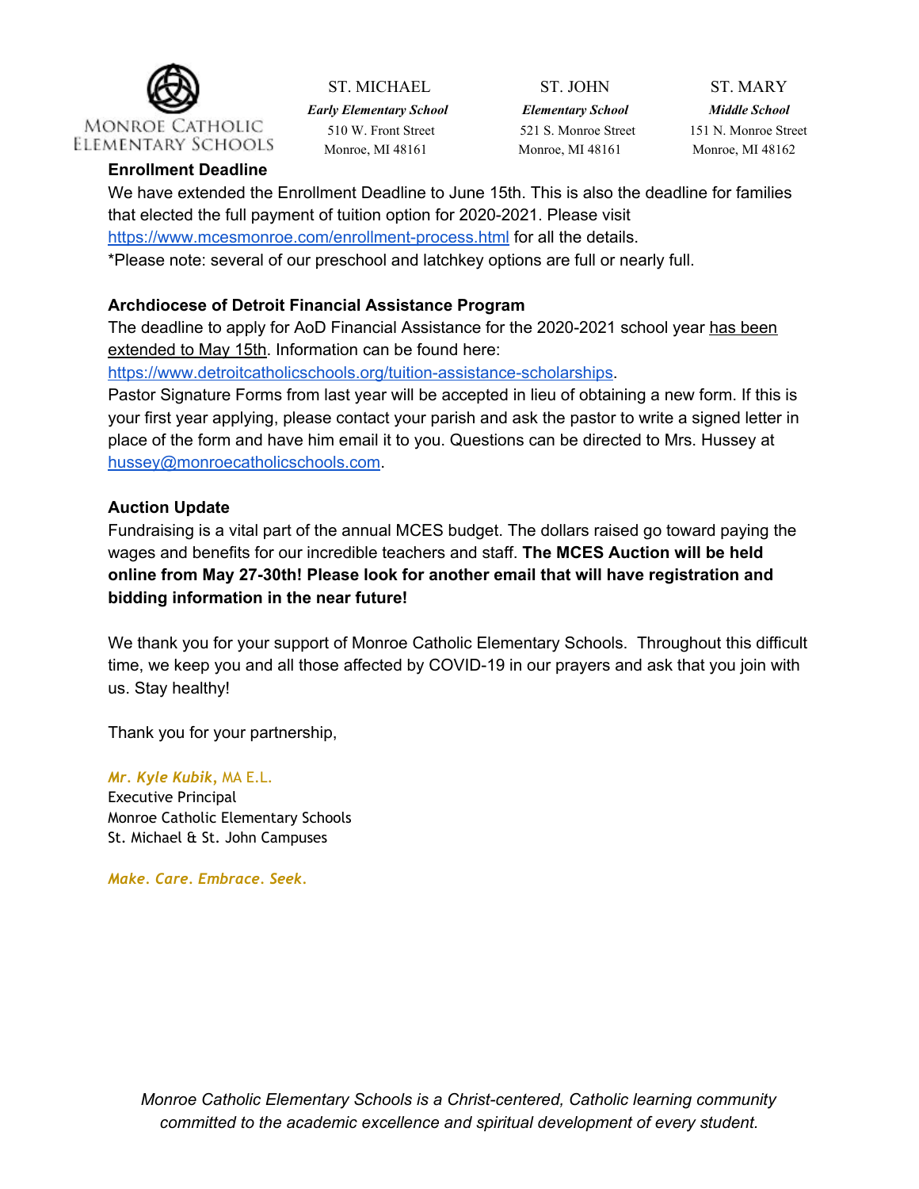MONROE CATHOLIC ELEMENTARY SCHOOLS

| ST. MICHAEL | ST. JOHN | ST. MARY |
| --- | --- | --- |
| ***Early Elementary School*** | ***Elementary School*** | ***Middle School*** |
| 510 W. Front Street | 521 S. Monroe Street | 151 N. Monroe Street |
| Monroe, MI 48161 | Monroe, MI 48161 | Monroe, MI 48162 |

**Enrollment Deadline**

We have extended the Enrollment Deadline to June 15th. This is also the deadline for families that elected the full payment of tuition option for 2020-2021. Please visit https://www.mcesmonroe.com/enrollment-process.html for all the details.

*Please note: several of our preschool and latchkey options are full or nearly full.

**Archdiocese of Detroit Financial Assistance Program**

The deadline to apply for AoD Financial Assistance for the 2020-2021 school year has been extended to May 15th. Information can be found here: https://www.detroitcatholicschools.org/tuition-assistance-scholarships.

Pastor Signature Forms from last year will be accepted in lieu of obtaining a new form. If this is your first year applying, please contact your parish and ask the pastor to write a signed letter in place of the form and have him email it to you. Questions can be directed to Mrs. Hussey at hussey@monroecatholicschools.com.

**Auction Update**

Fundraising is a vital part of the annual MCES budget. The dollars raised go toward paying the wages and benefits for our incredible teachers and staff. **The MCES Auction will be held online from May 27-30th! Please look for another email that will have registration and bidding information in the near future!**

We thank you for your support of Monroe Catholic Elementary Schools. Throughout this difficult time, we keep you and all those affected by COVID-19 in our prayers and ask that you join with us. Stay healthy!

Thank you for your partnership,

***Mr. Kyle Kubik,*** MA E.L.
Executive Principal
Monroe Catholic Elementary Schools
St. Michael & St. John Campuses

***Make. Care. Embrace. Seek.***

*Monroe Catholic Elementary Schools is a Christ-centered, Catholic learning community committed to the academic excellence and spiritual development of every student.*